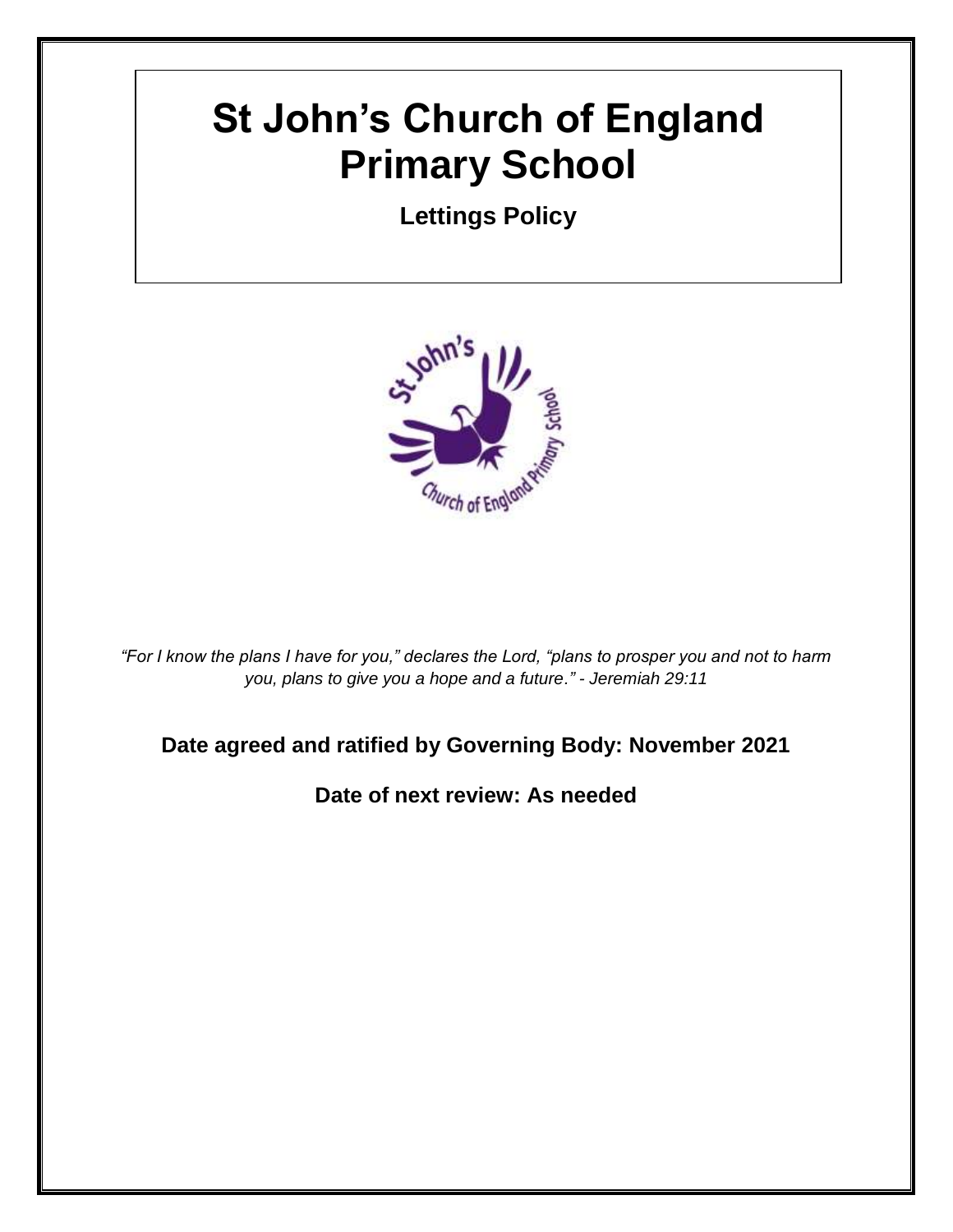# St John's Church of England Primary School

**Lettings Policy**

*"For I know the plans I have for you," declares the Lord, "plans to prosper you and not to harm you, plans to give you a hope and a future." - Jeremiah 29:11*

**Date agreed and ratified by Governing Body: November 2021**

**Date of next review: As needed**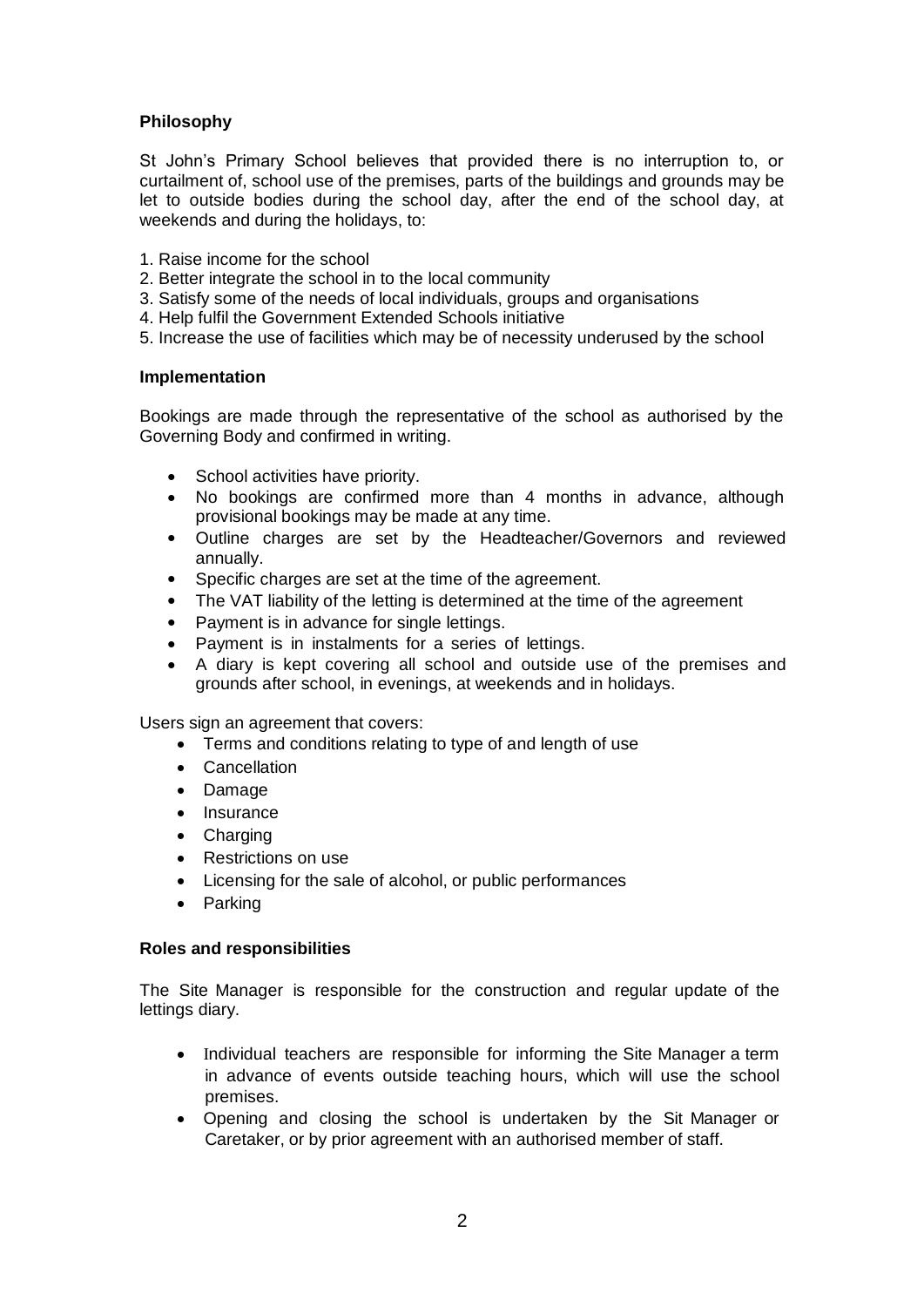## Philosophy

St John's Primary School believes that provided there is no interruption to, or curtailment of, school use of the premises, parts of the buildings and grounds may be let to outside bodies during the school day, after the end of the school day, at weekends and during the holidays, to:

1. Raise income for the school
2. Better integrate the school in to the local community
3. Satisfy some of the needs of local individuals, groups and organisations
4. Help fulfil the Government Extended Schools initiative
5. Increase the use of facilities which may be of necessity underused by the school

## Implementation

Bookings are made through the representative of the school as authorised by the Governing Body and confirmed in writing.

- School activities have priority.
- No bookings are confirmed more than 4 months in advance, although provisional bookings may be made at any time.
- Outline charges are set by the Headteacher/Governors and reviewed annually.
- Specific charges are set at the time of the agreement.
- The VAT liability of the letting is determined at the time of the agreement
- Payment is in advance for single lettings.
- Payment is in instalments for a series of lettings.
- A diary is kept covering all school and outside use of the premises and grounds after school, in evenings, at weekends and in holidays.

Users sign an agreement that covers:

- Terms and conditions relating to type of and length of use
- Cancellation
- Damage
- Insurance
- Charging
- Restrictions on use
- Licensing for the sale of alcohol, or public performances
- Parking

## Roles and responsibilities

The Site Manager is responsible for the construction and regular update of the lettings diary.

- Individual teachers are responsible for informing the Site Manager a term in advance of events outside teaching hours, which will use the school premises.
- Opening and closing the school is undertaken by the Sit Manager or Caretaker, or by prior agreement with an authorised member of staff.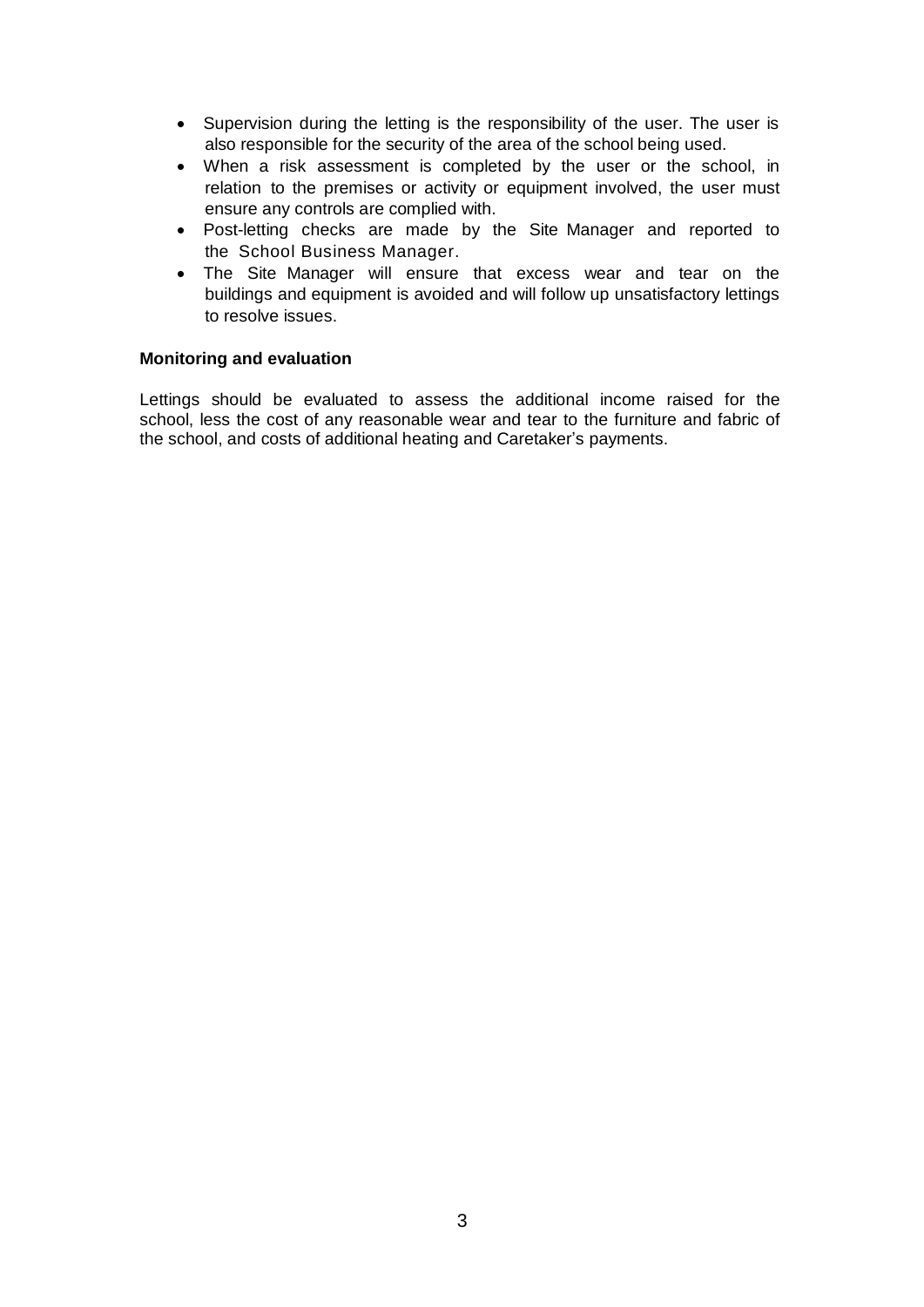- Supervision during the letting is the responsibility of the user. The user is also responsible for the security of the area of the school being used.
- When a risk assessment is completed by the user or the school, in relation to the premises or activity or equipment involved, the user must ensure any controls are complied with.
- Post-letting checks are made by the Site Manager and reported to the School Business Manager.
- The Site Manager will ensure that excess wear and tear on the buildings and equipment is avoided and will follow up unsatisfactory lettings to resolve issues.

**Monitoring and evaluation**

Lettings should be evaluated to assess the additional income raised for the school, less the cost of any reasonable wear and tear to the furniture and fabric of the school, and costs of additional heating and Caretaker's payments.